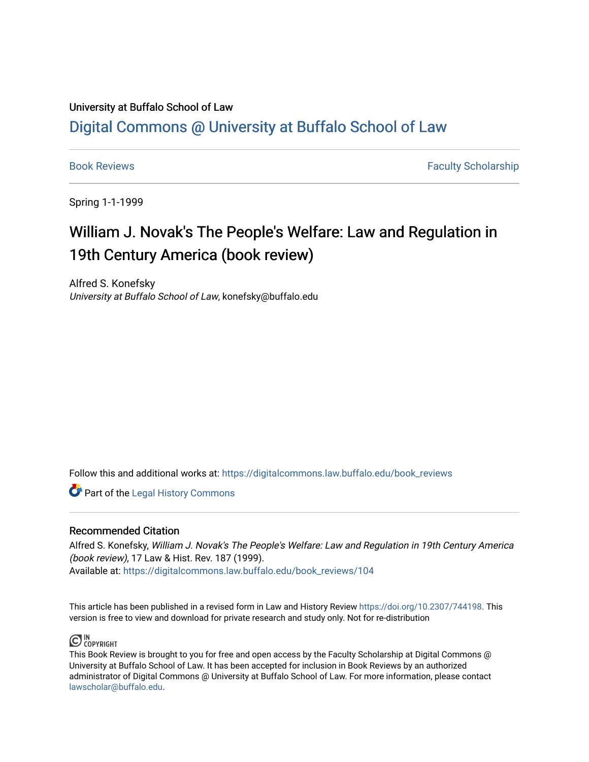University at Buffalo School of Law

# Digital Commons @ University at Buffalo School of Law

Book Reviews | Faculty Scholarship

Spring 1-1-1999

## William J. Novak's The People's Welfare: Law and Regulation in 19th Century America (book review)

Alfred S. Konefsky
*University at Buffalo School of Law*, konefsky@buffalo.edu

Follow this and additional works at: https://digitalcommons.law.buffalo.edu/book_reviews

Part of the Legal History Commons

### Recommended Citation

Alfred S. Konefsky, *William J. Novak's The People's Welfare: Law and Regulation in 19th Century America (book review)*, 17 Law & Hist. Rev. 187 (1999).
Available at: https://digitalcommons.law.buffalo.edu/book_reviews/104

This article has been published in a revised form in Law and History Review https://doi.org/10.2307/744198. This version is free to view and download for private research and study only. Not for re-distribution

IN COPYRIGHT

This Book Review is brought to you for free and open access by the Faculty Scholarship at Digital Commons @ University at Buffalo School of Law. It has been accepted for inclusion in Book Reviews by an authorized administrator of Digital Commons @ University at Buffalo School of Law. For more information, please contact lawscholar@buffalo.edu.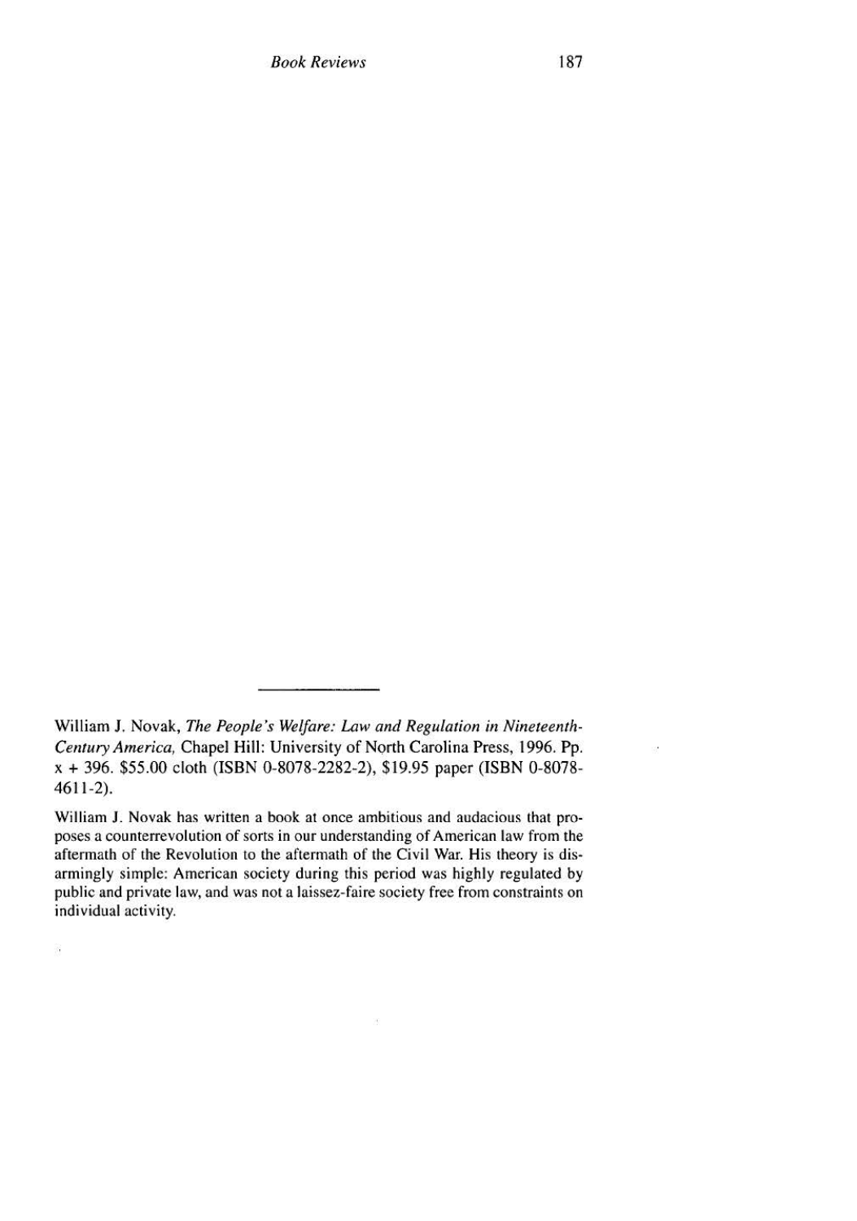William J. Novak, *The People's Welfare: Law and Regulation in Nineteenth-Century America,* Chapel Hill: University of North Carolina Press, 1996. Pp. x + 396. $55.00 cloth (ISBN 0-8078-2282-2), $19.95 paper (ISBN 0-8078-4611-2).

William J. Novak has written a book at once ambitious and audacious that proposes a counterrevolution of sorts in our understanding of American law from the aftermath of the Revolution to the aftermath of the Civil War. His theory is disarmingly simple: American society during this period was highly regulated by public and private law, and was not a laissez-faire society free from constraints on individual activity.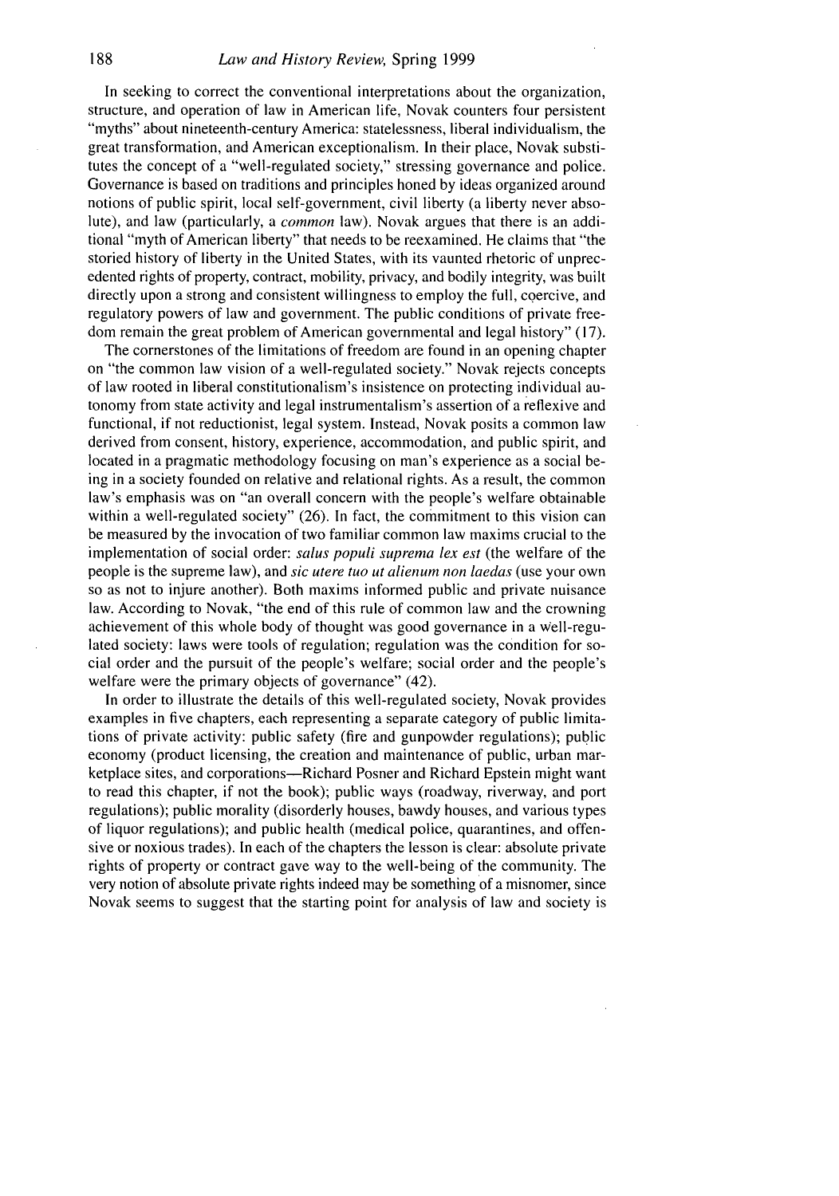In seeking to correct the conventional interpretations about the organization, structure, and operation of law in American life, Novak counters four persistent "myths" about nineteenth-century America: statelessness, liberal individualism, the great transformation, and American exceptionalism. In their place, Novak substitutes the concept of a "well-regulated society," stressing governance and police. Governance is based on traditions and principles honed by ideas organized around notions of public spirit, local self-government, civil liberty (a liberty never absolute), and law (particularly, a *common* law). Novak argues that there is an additional "myth of American liberty" that needs to be reexamined. He claims that "the storied history of liberty in the United States, with its vaunted rhetoric of unprecedented rights of property, contract, mobility, privacy, and bodily integrity, was built directly upon a strong and consistent willingness to employ the full, coercive, and regulatory powers of law and government. The public conditions of private freedom remain the great problem of American governmental and legal history" (17).

The cornerstones of the limitations of freedom are found in an opening chapter on "the common law vision of a well-regulated society." Novak rejects concepts of law rooted in liberal constitutionalism's insistence on protecting individual autonomy from state activity and legal instrumentalism's assertion of a reflexive and functional, if not reductionist, legal system. Instead, Novak posits a common law derived from consent, history, experience, accommodation, and public spirit, and located in a pragmatic methodology focusing on man's experience as a social being in a society founded on relative and relational rights. As a result, the common law's emphasis was on "an overall concern with the people's welfare obtainable within a well-regulated society" (26). In fact, the commitment to this vision can be measured by the invocation of two familiar common law maxims crucial to the implementation of social order: *salus populi suprema lex est* (the welfare of the people is the supreme law), and *sic utere tuo ut alienum non laedas* (use your own so as not to injure another). Both maxims informed public and private nuisance law. According to Novak, "the end of this rule of common law and the crowning achievement of this whole body of thought was good governance in a well-regulated society: laws were tools of regulation; regulation was the condition for social order and the pursuit of the people's welfare; social order and the people's welfare were the primary objects of governance" (42).

In order to illustrate the details of this well-regulated society, Novak provides examples in five chapters, each representing a separate category of public limitations of private activity: public safety (fire and gunpowder regulations); public economy (product licensing, the creation and maintenance of public, urban marketplace sites, and corporations—Richard Posner and Richard Epstein might want to read this chapter, if not the book); public ways (roadway, riverway, and port regulations); public morality (disorderly houses, bawdy houses, and various types of liquor regulations); and public health (medical police, quarantines, and offensive or noxious trades). In each of the chapters the lesson is clear: absolute private rights of property or contract gave way to the well-being of the community. The very notion of absolute private rights indeed may be something of a misnomer, since Novak seems to suggest that the starting point for analysis of law and society is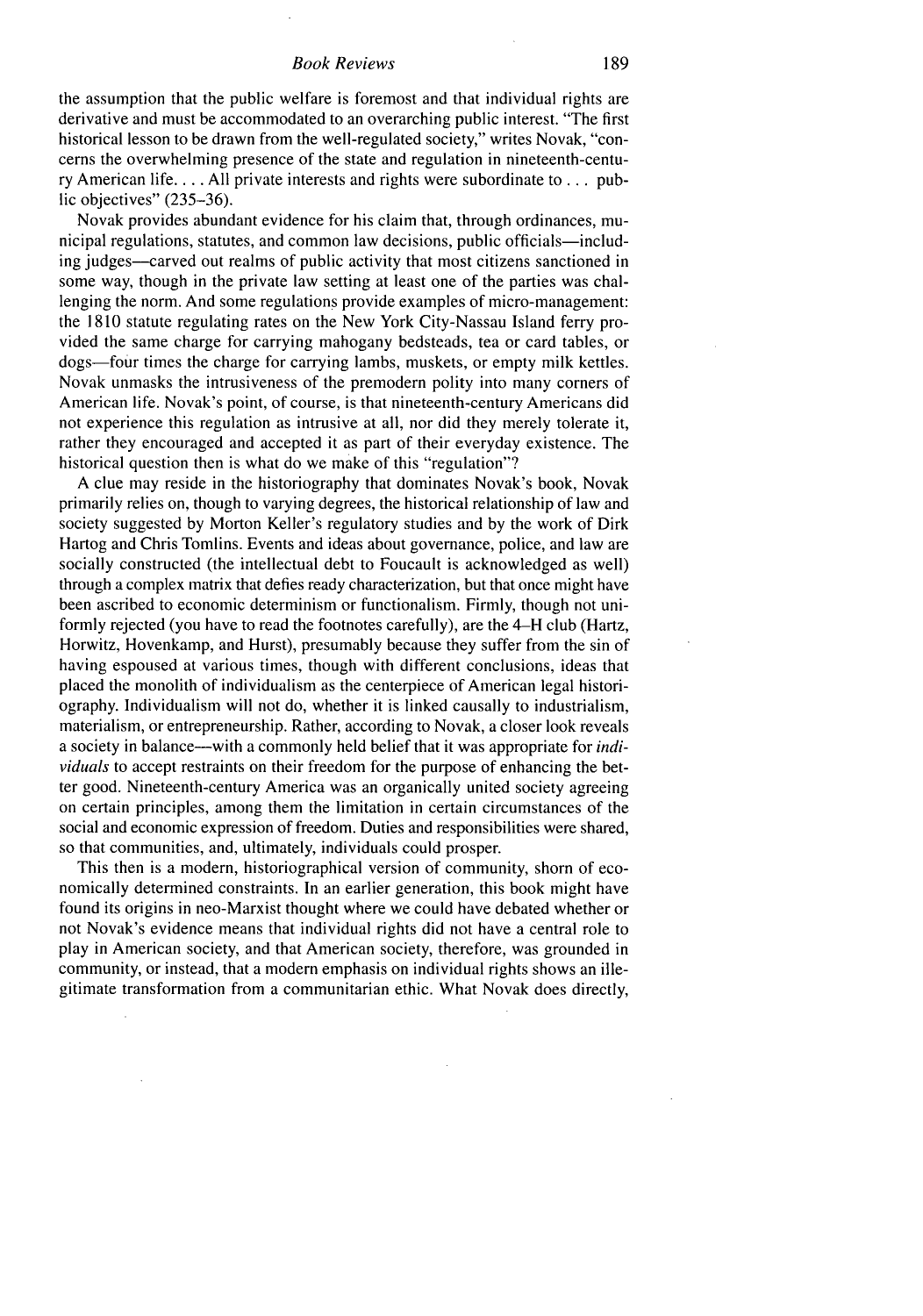the assumption that the public welfare is foremost and that individual rights are derivative and must be accommodated to an overarching public interest. "The first historical lesson to be drawn from the well-regulated society," writes Novak, "concerns the overwhelming presence of the state and regulation in nineteenth-century American life. . . . All private interests and rights were subordinate to . . . public objectives" (235–36).

Novak provides abundant evidence for his claim that, through ordinances, municipal regulations, statutes, and common law decisions, public officials—including judges—carved out realms of public activity that most citizens sanctioned in some way, though in the private law setting at least one of the parties was challenging the norm. And some regulations provide examples of micro-management: the 1810 statute regulating rates on the New York City-Nassau Island ferry provided the same charge for carrying mahogany bedsteads, tea or card tables, or dogs—four times the charge for carrying lambs, muskets, or empty milk kettles. Novak unmasks the intrusiveness of the premodern polity into many corners of American life. Novak's point, of course, is that nineteenth-century Americans did not experience this regulation as intrusive at all, nor did they merely tolerate it, rather they encouraged and accepted it as part of their everyday existence. The historical question then is what do we make of this "regulation"?

A clue may reside in the historiography that dominates Novak's book, Novak primarily relies on, though to varying degrees, the historical relationship of law and society suggested by Morton Keller's regulatory studies and by the work of Dirk Hartog and Chris Tomlins. Events and ideas about governance, police, and law are socially constructed (the intellectual debt to Foucault is acknowledged as well) through a complex matrix that defies ready characterization, but that once might have been ascribed to economic determinism or functionalism. Firmly, though not uniformly rejected (you have to read the footnotes carefully), are the 4–H club (Hartz, Horwitz, Hovenkamp, and Hurst), presumably because they suffer from the sin of having espoused at various times, though with different conclusions, ideas that placed the monolith of individualism as the centerpiece of American legal historiography. Individualism will not do, whether it is linked causally to industrialism, materialism, or entrepreneurship. Rather, according to Novak, a closer look reveals a society in balance—with a commonly held belief that it was appropriate for *individuals* to accept restraints on their freedom for the purpose of enhancing the better good. Nineteenth-century America was an organically united society agreeing on certain principles, among them the limitation in certain circumstances of the social and economic expression of freedom. Duties and responsibilities were shared, so that communities, and, ultimately, individuals could prosper.

This then is a modern, historiographical version of community, shorn of economically determined constraints. In an earlier generation, this book might have found its origins in neo-Marxist thought where we could have debated whether or not Novak's evidence means that individual rights did not have a central role to play in American society, and that American society, therefore, was grounded in community, or instead, that a modern emphasis on individual rights shows an illegitimate transformation from a communitarian ethic. What Novak does directly,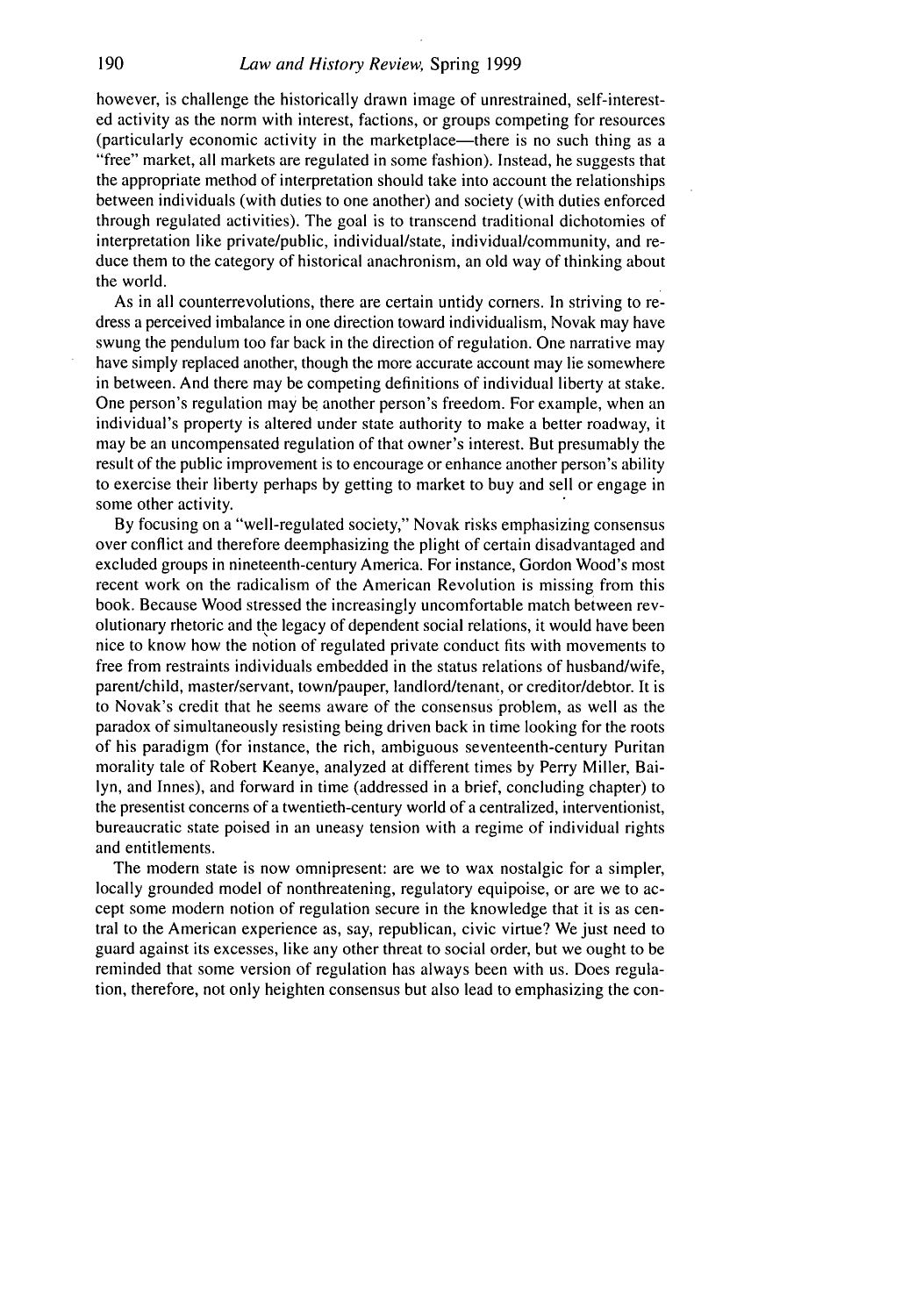however, is challenge the historically drawn image of unrestrained, self-interested activity as the norm with interest, factions, or groups competing for resources (particularly economic activity in the marketplace—there is no such thing as a "free" market, all markets are regulated in some fashion). Instead, he suggests that the appropriate method of interpretation should take into account the relationships between individuals (with duties to one another) and society (with duties enforced through regulated activities). The goal is to transcend traditional dichotomies of interpretation like private/public, individual/state, individual/community, and reduce them to the category of historical anachronism, an old way of thinking about the world.

As in all counterrevolutions, there are certain untidy corners. In striving to redress a perceived imbalance in one direction toward individualism, Novak may have swung the pendulum too far back in the direction of regulation. One narrative may have simply replaced another, though the more accurate account may lie somewhere in between. And there may be competing definitions of individual liberty at stake. One person's regulation may be another person's freedom. For example, when an individual's property is altered under state authority to make a better roadway, it may be an uncompensated regulation of that owner's interest. But presumably the result of the public improvement is to encourage or enhance another person's ability to exercise their liberty perhaps by getting to market to buy and sell or engage in some other activity.

By focusing on a "well-regulated society," Novak risks emphasizing consensus over conflict and therefore deemphasizing the plight of certain disadvantaged and excluded groups in nineteenth-century America. For instance, Gordon Wood's most recent work on the radicalism of the American Revolution is missing from this book. Because Wood stressed the increasingly uncomfortable match between revolutionary rhetoric and the legacy of dependent social relations, it would have been nice to know how the notion of regulated private conduct fits with movements to free from restraints individuals embedded in the status relations of husband/wife, parent/child, master/servant, town/pauper, landlord/tenant, or creditor/debtor. It is to Novak's credit that he seems aware of the consensus problem, as well as the paradox of simultaneously resisting being driven back in time looking for the roots of his paradigm (for instance, the rich, ambiguous seventeenth-century Puritan morality tale of Robert Keanye, analyzed at different times by Perry Miller, Bailyn, and Innes), and forward in time (addressed in a brief, concluding chapter) to the presentist concerns of a twentieth-century world of a centralized, interventionist, bureaucratic state poised in an uneasy tension with a regime of individual rights and entitlements.

The modern state is now omnipresent: are we to wax nostalgic for a simpler, locally grounded model of nonthreatening, regulatory equipoise, or are we to accept some modern notion of regulation secure in the knowledge that it is as central to the American experience as, say, republican, civic virtue? We just need to guard against its excesses, like any other threat to social order, but we ought to be reminded that some version of regulation has always been with us. Does regulation, therefore, not only heighten consensus but also lead to emphasizing the con-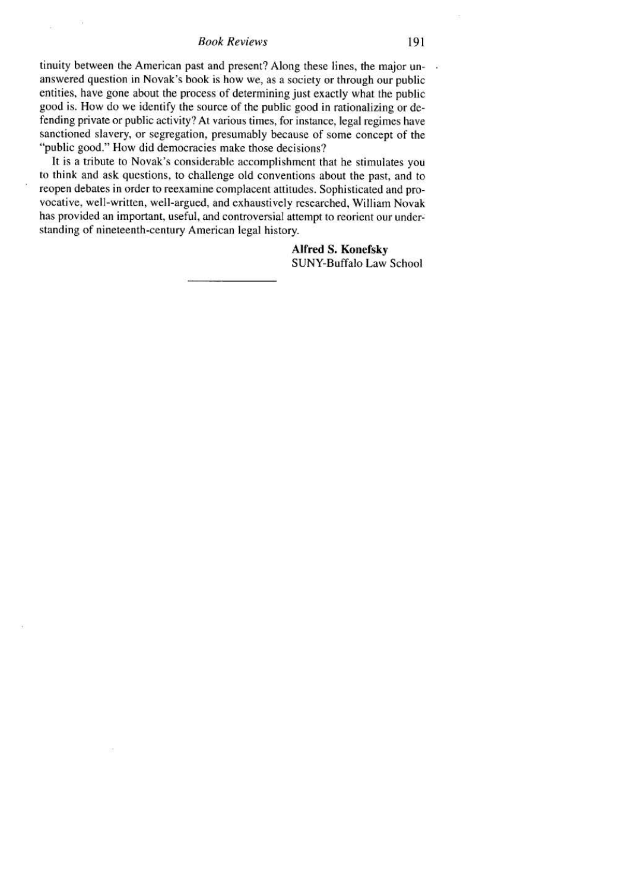tinuity between the American past and present? Along these lines, the major unanswered question in Novak's book is how we, as a society or through our public entities, have gone about the process of determining just exactly what the public good is. How do we identify the source of the public good in rationalizing or defending private or public activity? At various times, for instance, legal regimes have sanctioned slavery, or segregation, presumably because of some concept of the "public good." How did democracies make those decisions?

It is a tribute to Novak's considerable accomplishment that he stimulates you to think and ask questions, to challenge old conventions about the past, and to reopen debates in order to reexamine complacent attitudes. Sophisticated and provocative, well-written, well-argued, and exhaustively researched, William Novak has provided an important, useful, and controversial attempt to reorient our understanding of nineteenth-century American legal history.

**Alfred S. Konefsky**
SUNY-Buffalo Law School